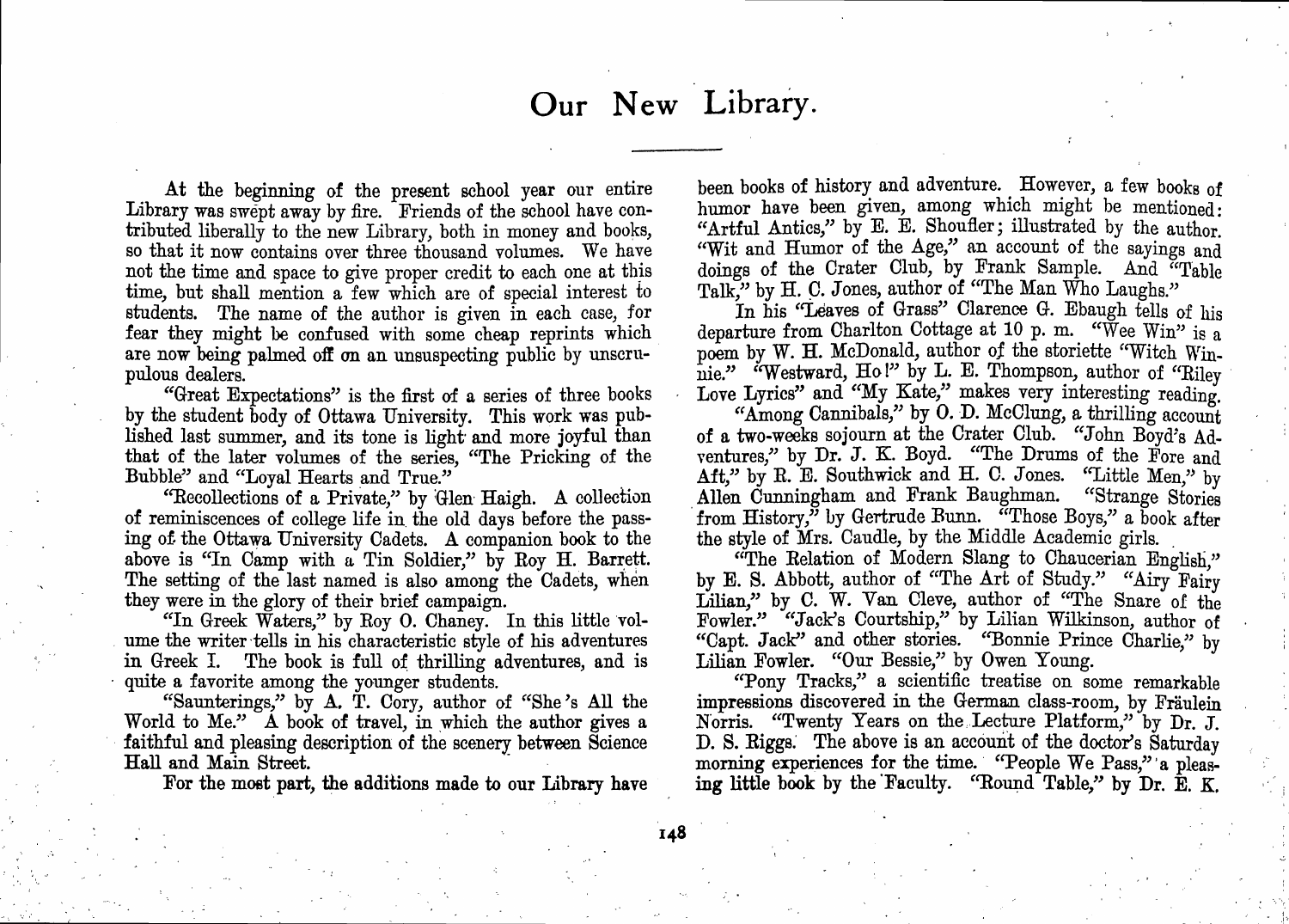# Our New Library.

At the beginning of the present school year our entire Library was swept away by fire. Friends of the school have contributed liberally to the new Library, both in money and books, so that it now contains over three thousand volumes. We have not the time and space to give proper credit to each one at this time, but shall mention a few which are of special interest to students. The name of the author is given in each case, for fear they might be confused with some cheap reprints which are now being palmed off on an unsuspecting public by unscrupulous dealers.

"Great Expectations" is the first of a series of three books by the student body of Ottawa University. This work was published last summer, and its tone is light and more joyful than that of the later volumes of the series, "The Pricking of the Bubble" and "Loyal Hearts and True."

"Recollections of a Private," by Glen Haigh. A collection of reminiscences of college life in the old days before the passing of the Ottawa University Cadets. A companion book to the above is "In Camp with a Tin Soldier," by Roy H. Barrett. The setting of the last named is also among the Cadets, when they were in the glory of their brief campaign.

"In Greek Waters," by Roy O. Chaney. In this little volume the writer tells in his characteristic style of his adventures in Greek I. The book is full of thrilling adventures, and is quite a favorite among the younger students.

"Saunterings," by A. T. Cory, author of "She 's All the World to Me." A book of travel, in which the author gives a faithful and pleasing description of the scenery between Science Hall and Main Street.

For the most part, the additions made to our Library have been books of history and adventure. However, a few books of humor have been given, among which might be mentioned: "Artful Antics," by E. E. Shoufler; illustrated by the author. "Wit and Humor of the Age," an account of the sayings and doings of the Crater Club, by Frank Sample. And "Table Talk," by H. C. Jones, author of "The Man Who Laughs."

In his "Leaves of Grass" Clarence G. Ebaugh tells of his departure from Charlton Cottage at 10 p. m. "Wee Win" is a poem by W. H. McDonald, author of the storiette "Witch Winnie." "Westward, Ho!" by L. E. Thompson, author of "Riley Love Lyrics" and "My Kate," makes very interesting reading.

"Among Cannibals," by O. D. McClung, a thrilling account of a two-weeks sojourn at the Crater Club. "John Boyd's Adventures," by Dr. J. K. Boyd. "The Drums of the Fore and Aft," by R. E. Southwick and H. C. Jones. "Little Men," by Allen Cunningham and Frank Baughman. "Strange Stories from History," by Gertrude Bunn. "Those Boys," a book after the style of Mrs. Caudle, by the Middle Academic girls.

"The Relation of Modern Slang to Chaucerian English," by E. S. Abbott, author of "The Art of Study." "Airy Fairy Lilian," by C. W. Van Cleve, author of "The Snare of the Fowler." "Jack's Courtship," by Lilian Wilkinson, author of "Capt. Jack" and other stories. "Bonnie Prince Charlie," by Lilian Fowler. "Our Bessie," by Owen Young.

"Pony Tracks," a scientific treatise on some remarkable impressions discovered in the German class-room, by Fräulein Norris. "Twenty Years on the Lecture Platform," by Dr. J. D. S. Riggs. The above is an account of the doctor's Saturday morning experiences for the time. "People We Pass," a pleasing little book by the Faculty. "Round Table," by Dr. E. K.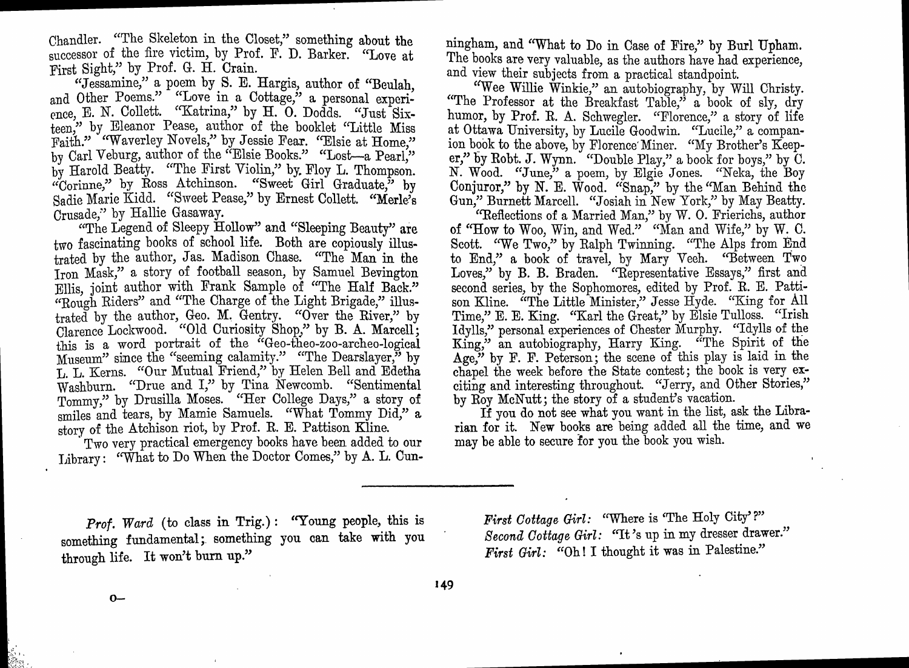Chandler. "The Skeleton in the Closet," something about the successor of the fire victim, by Prof. F. D. Barker. "Love at First Sight," by Prof. G. H. Crain.

"Jessamine," a poem by S. E. Hargis, author of "Beulah, and Other Poems." "Love in a Cottage," a personal experience, E. N. Collett. "Katrina," by H. O. Dodds. "Just Sixteen," by Eleanor Pease, author of the booklet "Little Miss Faith." "Waverley Novels," by Jessie Fear. "Elsie at Home," by Carl Veburg, author of the "Elsie Books." "Lost—a Pearl," by Harold Beatty. "The First Violin," by Floy L. Thompson. "Corinne," by Ross Atchinson. "Sweet Girl Graduate," by Sadie Marie Kidd. "Sweet Pease," by Ernest Collett. "Merle's Crusade," by Hallie Gasaway.

"The Legend of Sleepy Hollow" and "Sleeping Beauty" are two fascinating books of school life. Both are copiously illustrated by the author, Jas. Madison Chase. "The Man in the Iron Mask," a story of football season, by Samuel Bevington Ellis, joint author with Frank Sample of "The Half Back." "Rough Riders" and "The Charge of the Light Brigade," illustrated by the author, Geo. M. Gentry. "Over the River," by Clarence Lockwood. "Old Curiosity Shop," by B. A. Marcell; this is a word portrait of the "Geo-theo-zoo-archeo-logical Museum" since the "seeming calamity." "The Dearslayer," by L. L. Kerns. "Our Mutual Friend," by Helen Bell and Edetha Washburn. "Drue and I," by Tina Newcomb. "Sentimental Tommy," by Drusilla Moses. "Her College Days," a story of smiles and tears, by Mamie Samuels. "What Tommy Did," a story of the Atchison riot, by Prof. R. E. Pattison Kline.

Two very practical emergency books have been added to our Library: "What to Do When the Doctor Comes," by A. L. Cunningham, and "What to Do in Case of Fire," by Burl Upham. The books are very valuable, as the authors have had experience, and view their subjects from a practical standpoint.

"Wee Willie Winkie," an autobiography, by Will Christy. "The Professor at the Breakfast Table," a book of sly, dry humor, by Prof. R. A. Schwegler. "Florence," a story of life at Ottawa University, by Lucile Goodwin. "Lucile," a companion book to the above, by Florence Miner. "My Brother's Keeper," by Robt. J. Wynn. "Double Play," a book for boys," by C. N. Wood. "June," a poem, by Elgie Jones. "Neka, the Boy Conjuror," by N. E. Wood. "Snap," by the "Man Behind the Gun," Burnett Marcell. "Josiah in New York," by May Beatty.

"Reflections of a Married Man," by W. O. Frierichs, author of "How to Woo, Win, and Wed." "Man and Wife," by W. C. Scott. "We Two," by Ralph Twinning. "The Alps from End to End," a book of travel, by Mary Veeh. "Between Two Loves," by B. B. Braden. "Representative Essays," first and second series, by the Sophomores, edited by Prof. R. E. Pattison Kline. "The Little Minister," Jesse Hyde. "King for All Time," E. E. King. "Karl the Great," by Elsie Tulloss. "Irish Idylls," personal experiences of Chester Murphy. "Idylls of the King," an autobiography, Harry King. "The Spirit of the Age," by F. F. Peterson; the scene of this play is laid in the chapel the week before the State contest; the book is very exciting and interesting throughout. "Jerry, and Other Stories," by Roy McNutt; the story of a student's vacation.

If you do not see what you want in the list, ask the Librarian for it. New books are being added all the time, and we may be able to secure for you the book you wish.

---

*Prof. Ward* (to class in Trig.): "Young people, this is something fundamental; something you can take with you through life. It won't burn up."

*First Cottage Girl:* "Where is 'The Holy City'?"
*Second Cottage Girl:* "It's up in my dresser drawer."
*First Girl:* "Oh! I thought it was in Palestine."